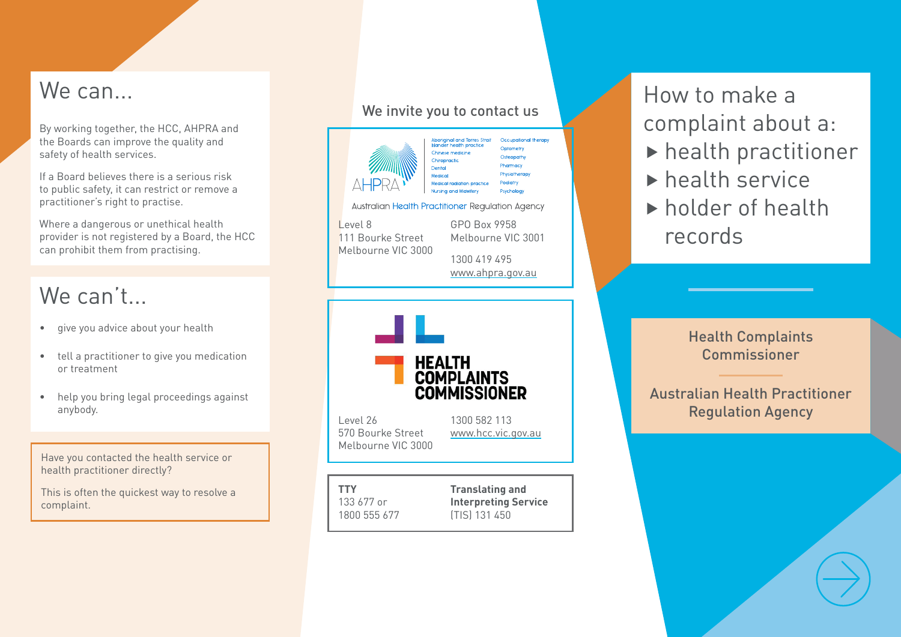## We can...

By working together, the HCC, AHPRA and the Boards can improve the quality and safety of health services.

If a Board believes there is a serious risk to public safety, it can restrict or remove a practitioner's right to practise.

Where a dangerous or unethical health provider is not registered by a Board, the HCC can prohibit them from practising.

## We can't...

- give you advice about your health
- tell a practitioner to give you medication or treatment
- help you bring legal proceedings against anybody.

Have you contacted the health service or health practitioner directly?

This is often the quickest way to resolve a complaint.

### We invite you to contact us

AHPRA

Aboriginal and Torres Strait Islander health practice
Chinese medicine
Chiropractic
Dental
Medical
Medical radiation practice
Nursing and Midwifery
Occupational therapy
Optometry
Osteopathy
Pharmacy
Physiotherapy
Podiatry
Psychology

Australian Health Practitioner Regulation Agency

Level 8
111 Bourke Street
Melbourne VIC 3000

GPO Box 9958
Melbourne VIC 3001

1300 419 495
www.ahpra.gov.au

**HEALTH COMPLAINTS COMMISSIONER**

Level 26
570 Bourke Street
Melbourne VIC 3000

1300 582 113
www.hcc.vic.gov.au

**TTY**
133 677 or
1800 555 677

**Translating and Interpreting Service**
(TIS) 131 450

# How to make a complaint about a:

- health practitioner
- health service
- holder of health records

Health Complaints Commissioner

Australian Health Practitioner Regulation Agency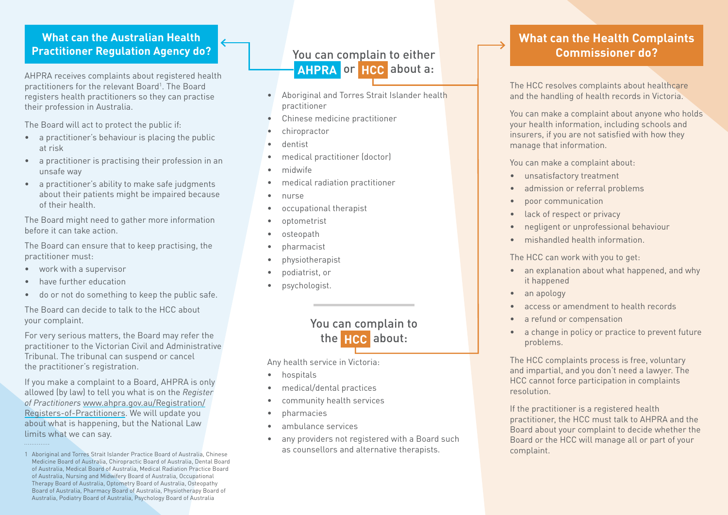## What can the Australian Health Practitioner Regulation Agency do?

AHPRA receives complaints about registered health practitioners for the relevant Board[1]. The Board registers health practitioners so they can practise their profession in Australia.

The Board will act to protect the public if:

- a practitioner's behaviour is placing the public at risk
- a practitioner is practising their profession in an unsafe way
- a practitioner's ability to make safe judgments about their patients might be impaired because of their health.

The Board might need to gather more information before it can take action.

The Board can ensure that to keep practising, the practitioner must:

- work with a supervisor
- have further education
- do or not do something to keep the public safe.

The Board can decide to talk to the HCC about your complaint.

For very serious matters, the Board may refer the practitioner to the Victorian Civil and Administrative Tribunal. The tribunal can suspend or cancel the practitioner's registration.

If you make a complaint to a Board, AHPRA is only allowed (by law) to tell you what is on the *Register of Practitioners* www.ahpra.gov.au/Registration/Registers-of-Practitioners. We will update you about what is happening, but the National Law limits what we can say.

1 Aboriginal and Torres Strait Islander Practice Board of Australia, Chinese Medicine Board of Australia, Chiropractic Board of Australia, Dental Board of Australia, Medical Board of Australia, Medical Radiation Practice Board of Australia, Nursing and Midwifery Board of Australia, Occupational Therapy Board of Australia, Optometry Board of Australia, Osteopathy Board of Australia, Pharmacy Board of Australia, Physiotherapy Board of Australia, Podiatry Board of Australia, Psychology Board of Australia

## You can complain to either AHPRA or HCC about a:

- Aboriginal and Torres Strait Islander health practitioner
- Chinese medicine practitioner
- chiropractor
- dentist
- medical practitioner (doctor)
- midwife
- medical radiation practitioner
- nurse
- occupational therapist
- optometrist
- osteopath
- pharmacist
- physiotherapist
- podiatrist, or
- psychologist.

## You can complain to the HCC about:

Any health service in Victoria:

- hospitals
- medical/dental practices
- community health services
- pharmacies
- ambulance services
- any providers not registered with a Board such as counsellors and alternative therapists.

## What can the Health Complaints Commissioner do?

The HCC resolves complaints about healthcare and the handling of health records in Victoria.

You can make a complaint about anyone who holds your health information, including schools and insurers, if you are not satisfied with how they manage that information.

You can make a complaint about:

- unsatisfactory treatment
- admission or referral problems
- poor communication
- lack of respect or privacy
- negligent or unprofessional behaviour
- mishandled health information.

The HCC can work with you to get:

- an explanation about what happened, and why it happened
- an apology
- access or amendment to health records
- a refund or compensation
- a change in policy or practice to prevent future problems.

The HCC complaints process is free, voluntary and impartial, and you don't need a lawyer. The HCC cannot force participation in complaints resolution.

If the practitioner is a registered health practitioner, the HCC must talk to AHPRA and the Board about your complaint to decide whether the Board or the HCC will manage all or part of your complaint.